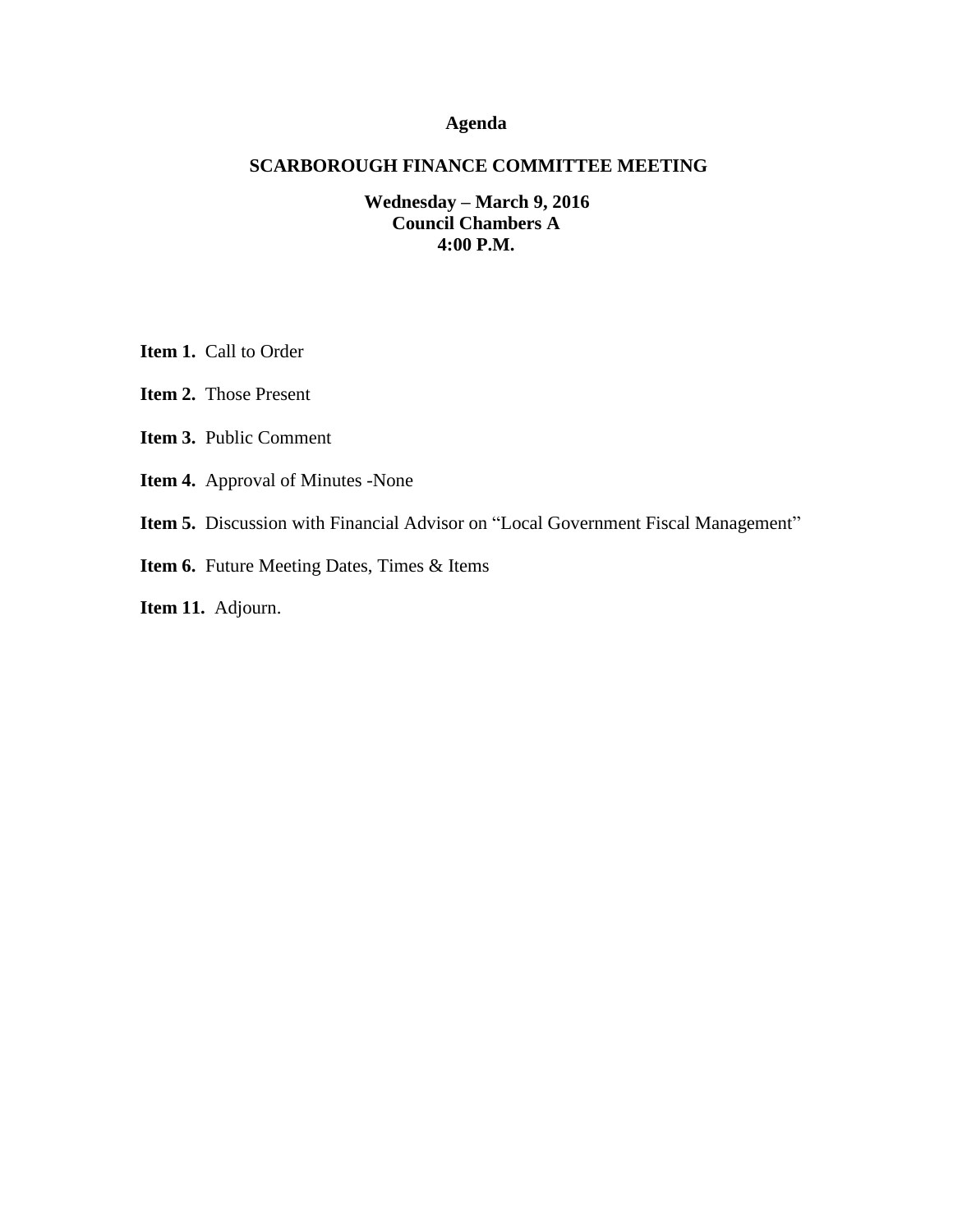# Agenda

## SCARBOROUGH FINANCE COMMITTEE MEETING

**Wednesday – March 9, 2016**
**Council Chambers A**
**4:00 P.M.**

**Item 1.** Call to Order

**Item 2.** Those Present

**Item 3.** Public Comment

**Item 4.** Approval of Minutes -None

**Item 5.** Discussion with Financial Advisor on "Local Government Fiscal Management"

**Item 6.** Future Meeting Dates, Times & Items

**Item 11.** Adjourn.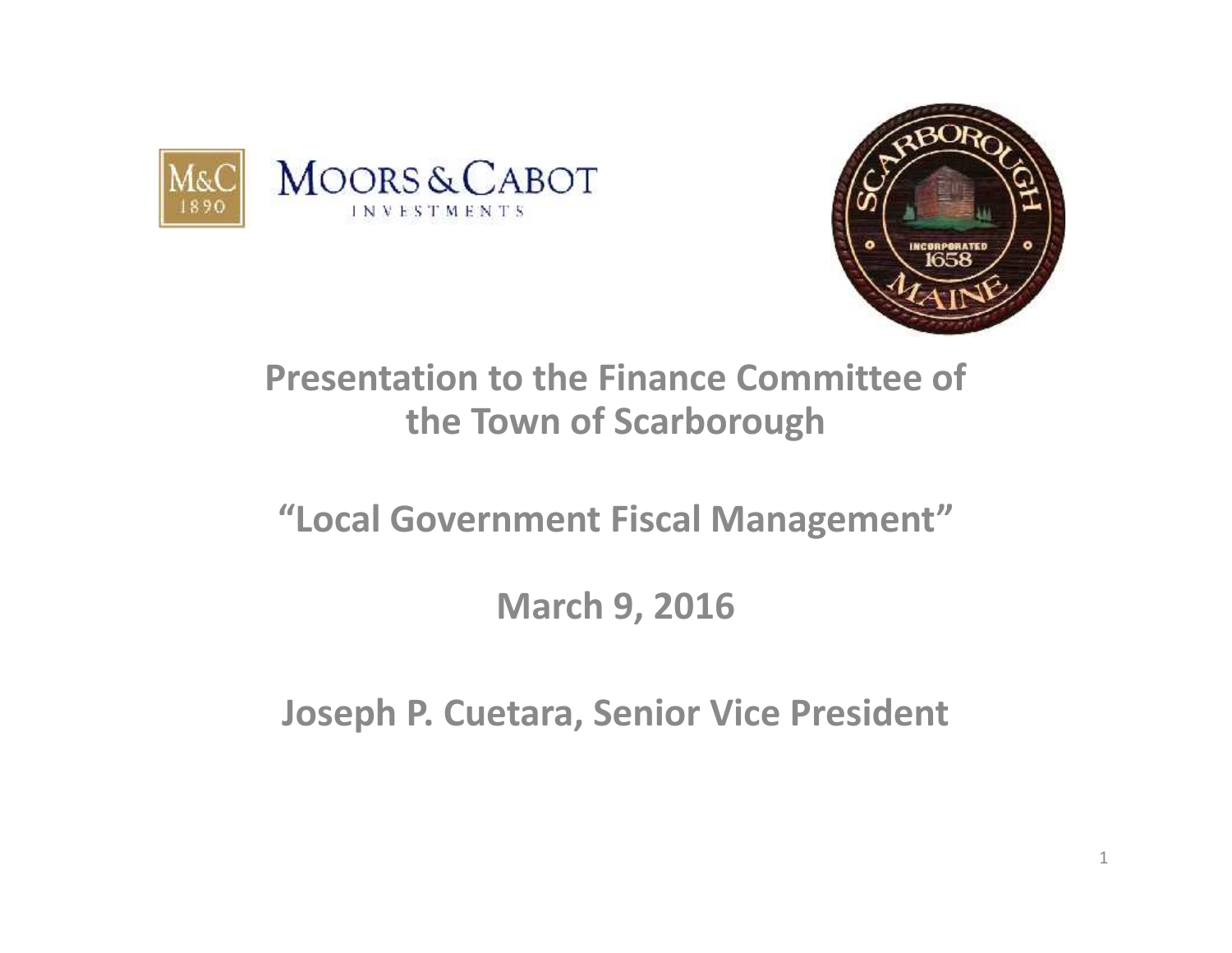# Presentation to the Finance Committee of the Town of Scarborough

## "Local Government Fiscal Management"

## March 9, 2016

## Joseph P. Cuetara, Senior Vice President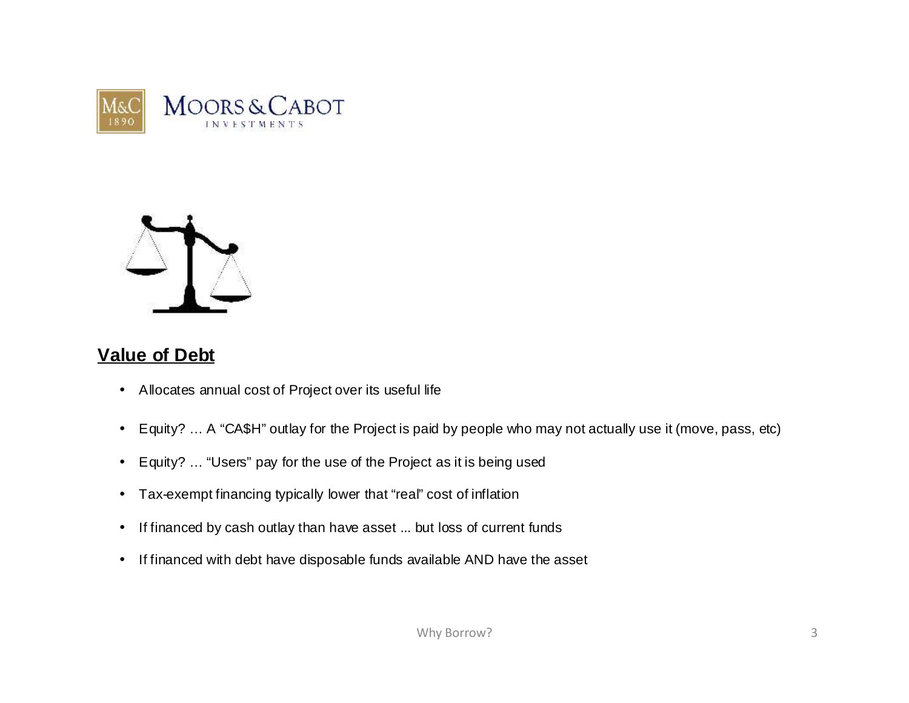## Value of Debt

- Allocates annual cost of Project over its useful life
- Equity? … A "CA$H" outlay for the Project is paid by people who may not actually use it (move, pass, etc)
- Equity? … "Users" pay for the use of the Project as it is being used
- Tax-exempt financing typically lower that "real" cost of inflation
- If financed by cash outlay than have asset ... but loss of current funds
- If financed with debt have disposable funds available AND have the asset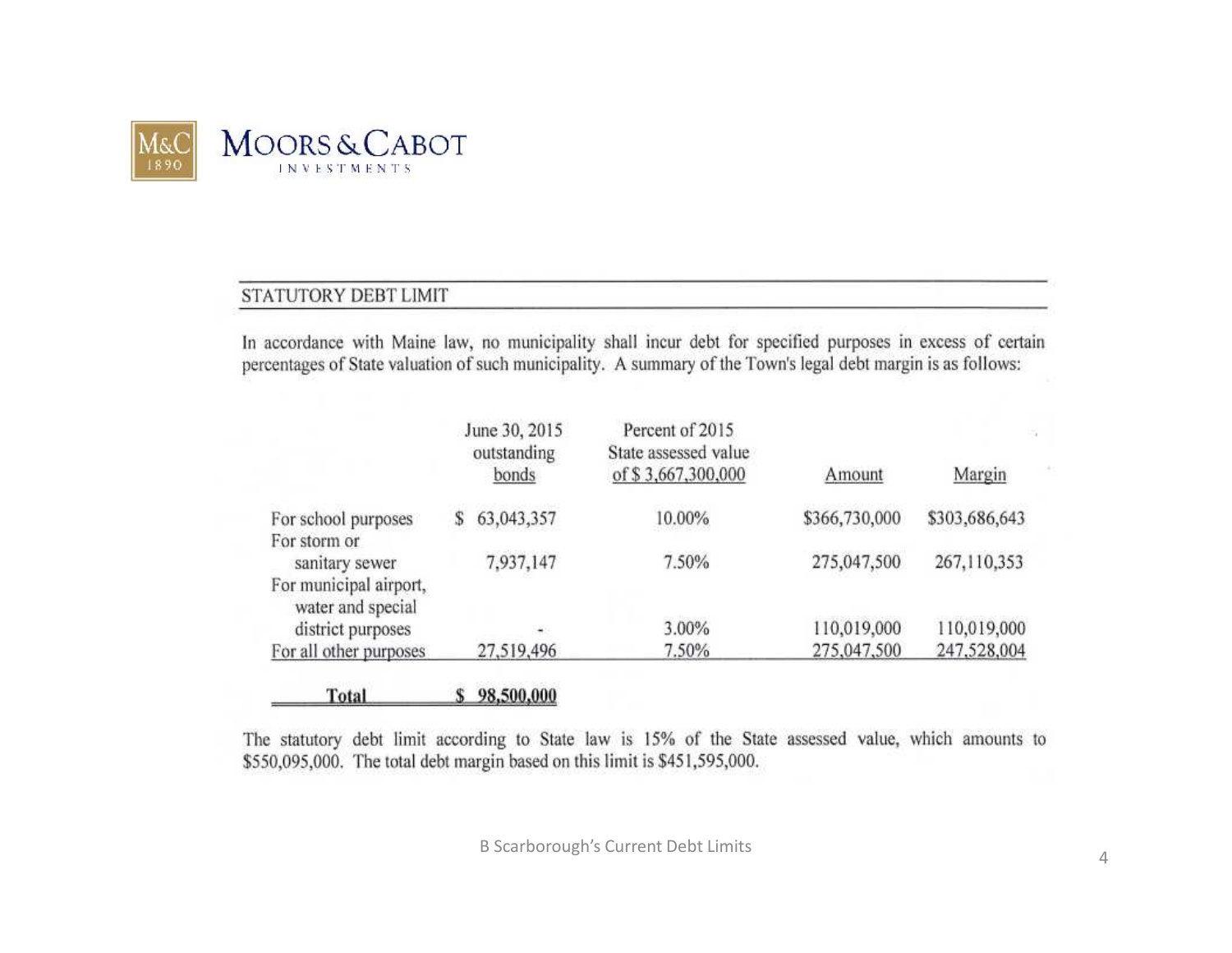## STATUTORY DEBT LIMIT

In accordance with Maine law, no municipality shall incur debt for specified purposes in excess of certain percentages of State valuation of such municipality. A summary of the Town's legal debt margin is as follows:

| | June 30, 2015 outstanding bonds | Percent of 2015 State assessed value of $ 3,667,300,000 | Amount | Margin |
|---|---|---|---|---|
| For school purposes | $ 63,043,357 | 10.00% | $366,730,000 | $303,686,643 |
| For storm or sanitary sewer | 7,937,147 | 7.50% | 275,047,500 | 267,110,353 |
| For municipal airport, water and special district purposes | - | 3.00% | 110,019,000 | 110,019,000 |
| For all other purposes | 27,519,496 | 7.50% | 275,047,500 | 247,528,004 |
| **Total** | $ 98,500,000 | | | |

The statutory debt limit according to State law is 15% of the State assessed value, which amounts to $550,095,000. The total debt margin based on this limit is $451,595,000.

B Scarborough's Current Debt Limits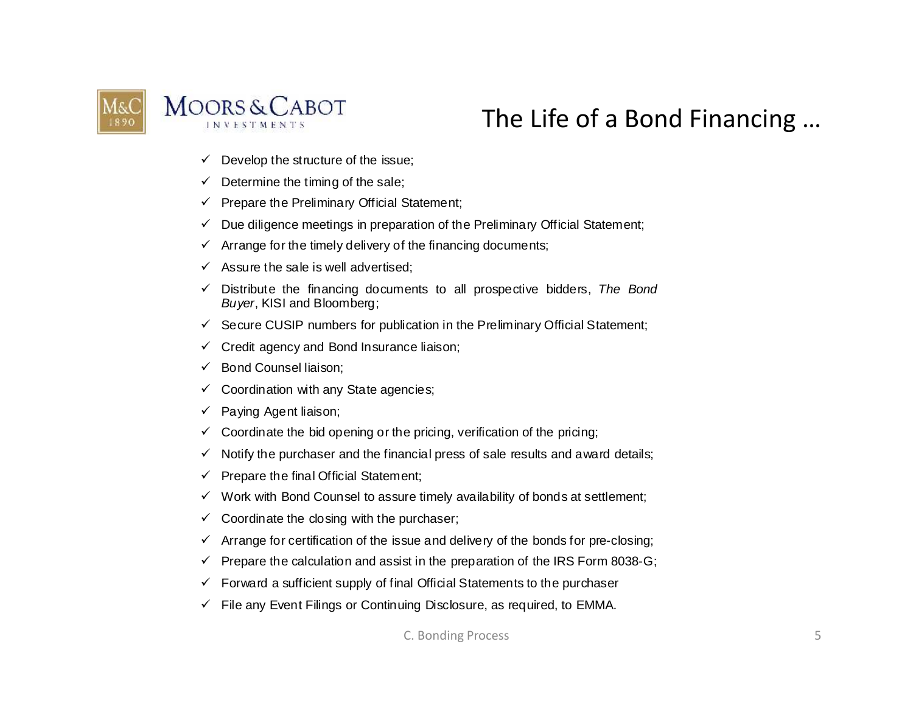# The Life of a Bond Financing …

- ✓ Develop the structure of the issue;
- ✓ Determine the timing of the sale;
- ✓ Prepare the Preliminary Official Statement;
- ✓ Due diligence meetings in preparation of the Preliminary Official Statement;
- ✓ Arrange for the timely delivery of the financing documents;
- ✓ Assure the sale is well advertised;
- ✓ Distribute the financing documents to all prospective bidders, *The Bond Buyer*, KISI and Bloomberg;
- ✓ Secure CUSIP numbers for publication in the Preliminary Official Statement;
- ✓ Credit agency and Bond Insurance liaison;
- ✓ Bond Counsel liaison;
- ✓ Coordination with any State agencies;
- ✓ Paying Agent liaison;
- ✓ Coordinate the bid opening or the pricing, verification of the pricing;
- ✓ Notify the purchaser and the financial press of sale results and award details;
- ✓ Prepare the final Official Statement;
- ✓ Work with Bond Counsel to assure timely availability of bonds at settlement;
- ✓ Coordinate the closing with the purchaser;
- ✓ Arrange for certification of the issue and delivery of the bonds for pre-closing;
- ✓ Prepare the calculation and assist in the preparation of the IRS Form 8038-G;
- ✓ Forward a sufficient supply of final Official Statements to the purchaser
- ✓ File any Event Filings or Continuing Disclosure, as required, to EMMA.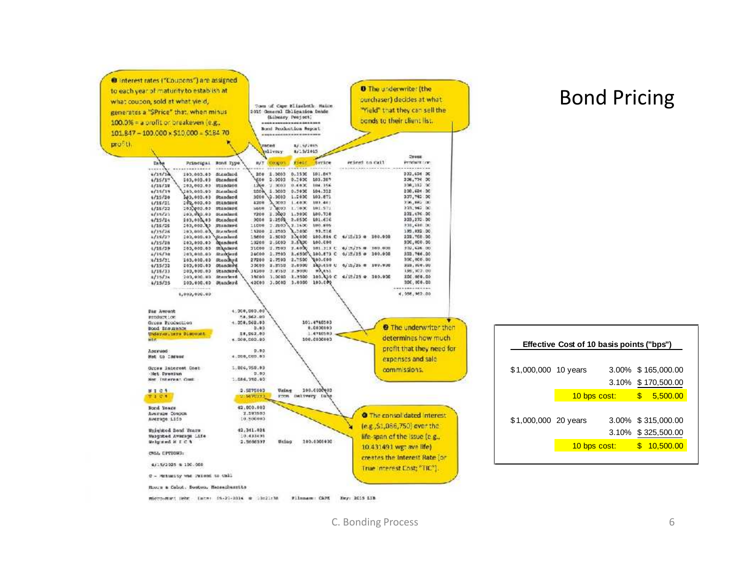# Bond Pricing

❶ The underwriter (the purchaser) decides at what "Yield" that they can sell the bonds to their client list.

❷ Interest rates ("Coupons") are assigned to each year of maturity to establish at what coupon, sold at what yield, generates a "$Price" that, when minus 100.0% = a profit or breakeven (e.g., 101.847 – 100.000 x $10,000 = $184.70 profit).

❸ The underwriter then determines how much profit that they need for expenses and sale commissions.

❹ The consolidated interest (e.g.,$1,086,750) over the life-span of the issue (e.g., 10.431491 wgt ave life) creates the Interest Rate (or True Interest Cost; "TIC").

**Effective Cost of 10 basis points ("bps")**

| | | | |
|---|---|---|---|
| $1,000,000 | 10 years | 3.00% | $ 165,000.00 |
| | | 3.10% | $ 170,500.00 |
| | 10 bps cost: | | $ 5,500.00 |
| $1,000,000 | 20 years | 3.00% | $ 315,000.00 |
| | | 3.10% | $ 325,500.00 |
| | 10 bps cost: | | $ 10,500.00 |

C. Bonding Process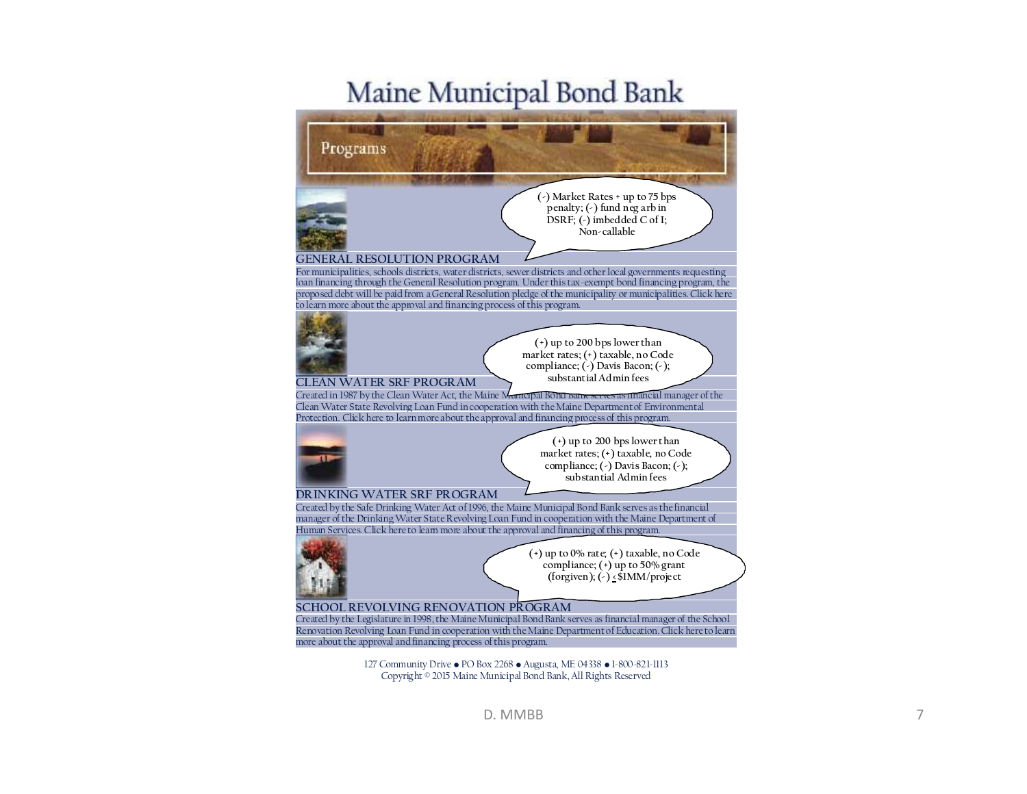# Maine Municipal Bond Bank

## Programs

(-) Market Rates + up to 75 bps penalty; (-) fund neg arb in DSRF; (-) imbedded C of I; Non-callable

### GENERAL RESOLUTION PROGRAM

For municipalities, schools districts, water districts, sewer districts and other local governments requesting loan financing through the General Resolution program. Under this tax-exempt bond financing program, the proposed debt will be paid from a General Resolution pledge of the municipality or municipalities. Click here to learn more about the approval and financing process of this program.

(+) up to 200 bps lower than market rates; (+) taxable, no Code compliance; (-) Davis Bacon; (-); substantial Admin fees

### CLEAN WATER SRF PROGRAM

Created in 1987 by the Clean Water Act, the Maine Municipal Bond Bank serves as financial manager of the Clean Water State Revolving Loan Fund in cooperation with the Maine Department of Environmental Protection. Click here to learn more about the approval and financing process of this program.

(+) up to 200 bps lower than market rates; (+) taxable, no Code compliance; (-) Davis Bacon; (-); substantial Admin fees

### DRINKING WATER SRF PROGRAM

Created by the Safe Drinking Water Act of 1996, the Maine Municipal Bond Bank serves as the financial manager of the Drinking Water State Revolving Loan Fund in cooperation with the Maine Department of Human Services. Click here to learn more about the approval and financing of this program.

(+) up to 0% rate; (+) taxable, no Code compliance; (+) up to 50% grant (forgiven); (-) $\leq$ \$1MM/project

### SCHOOL REVOLVING RENOVATION PROGRAM

Created by the Legislature in 1998, the Maine Municipal Bond Bank serves as financial manager of the School Renovation Revolving Loan Fund in cooperation with the Maine Department of Education. Click here to learn more about the approval and financing process of this program.

127 Community Drive ● PO Box 2268 ● Augusta, ME 04338 ● 1-800-821-1113
Copyright © 2015 Maine Municipal Bond Bank, All Rights Reserved

D. MMBB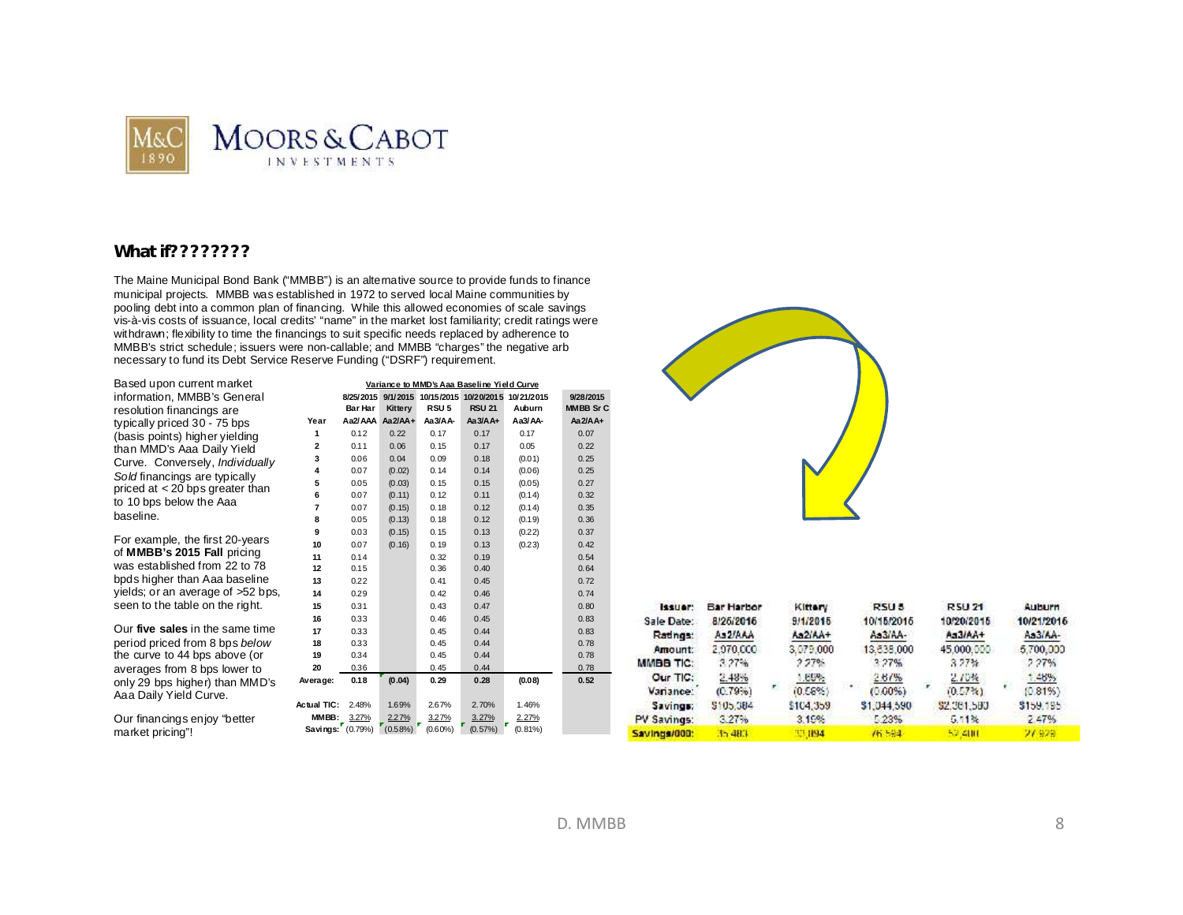## What if???????

The Maine Municipal Bond Bank ("MMBB") is an alternative source to provide funds to finance municipal projects. MMBB was established in 1972 to served local Maine communities by pooling debt into a common plan of financing. While this allowed economies of scale savings vis-à-vis costs of issuance, local credits' "name" in the market lost familiarity; credit ratings were withdrawn; flexibility to time the financings to suit specific needs replaced by adherence to MMBB's strict schedule; issuers were non-callable; and MMBB "charges" the negative arb necessary to fund its Debt Service Reserve Funding ("DSRF") requirement.

Based upon current market information, MMBB's General resolution financings are typically priced 30 - 75 bps (basis points) higher yielding than MMD's Aaa Daily Yield Curve. Conversely, *Individually Sold* financings are typically priced at < 20 bps greater than to 10 bps below the Aaa baseline.

For example, the first 20-years of **MMBB's 2015 Fall** pricing was established from 22 to 78 bpds higher than Aaa baseline yields; or an average of >52 bps, seen to the table on the right.

Our **five sales** in the same time period priced from 8 bps *below* the curve to 44 bps above (or averages from 8 bps lower to only 29 bps higher) than MMD's Aaa Daily Yield Curve.

Our financings enjoy "better market pricing"!

**Variance to MMD's Aaa Baseline Yield Curve**

| | 8/25/2015 | 9/1/2015 | 10/15/2015 | 10/20/2015 | 10/21/2015 | 9/28/2015 |
|---|---|---|---|---|---|---|
| | Bar Har | Kittery | RSU 5 | RSU 21 | Auburn | MMBB Sr C |
| Year | Aa2/AAA | Aa2/AA+ | Aa3/AA- | Aa3/AA+ | Aa3/AA- | Aa2/AA+ |
| 1 | 0.12 | 0.22 | 0.17 | 0.17 | 0.17 | 0.07 |
| 2 | 0.11 | 0.06 | 0.15 | 0.17 | 0.05 | 0.22 |
| 3 | 0.06 | 0.04 | 0.09 | 0.18 | (0.01) | 0.25 |
| 4 | 0.07 | (0.02) | 0.14 | 0.14 | (0.06) | 0.25 |
| 5 | 0.05 | (0.03) | 0.15 | 0.15 | (0.05) | 0.27 |
| 6 | 0.07 | (0.11) | 0.12 | 0.11 | (0.14) | 0.32 |
| 7 | 0.07 | (0.15) | 0.18 | 0.12 | (0.14) | 0.35 |
| 8 | 0.05 | (0.13) | 0.18 | 0.12 | (0.19) | 0.36 |
| 9 | 0.03 | (0.15) | 0.15 | 0.13 | (0.22) | 0.37 |
| 10 | 0.07 | (0.16) | 0.19 | 0.13 | (0.23) | 0.42 |
| 11 | 0.14 | | 0.32 | 0.19 | | 0.54 |
| 12 | 0.15 | | 0.36 | 0.40 | | 0.64 |
| 13 | 0.22 | | 0.41 | 0.45 | | 0.72 |
| 14 | 0.29 | | 0.42 | 0.46 | | 0.74 |
| 15 | 0.31 | | 0.43 | 0.47 | | 0.80 |
| 16 | 0.33 | | 0.46 | 0.45 | | 0.83 |
| 17 | 0.33 | | 0.45 | 0.44 | | 0.83 |
| 18 | 0.33 | | 0.45 | 0.44 | | 0.78 |
| 19 | 0.34 | | 0.45 | 0.44 | | 0.78 |
| 20 | 0.36 | | 0.45 | 0.44 | | 0.78 |
| Average: | 0.18 | (0.04) | 0.29 | 0.28 | (0.08) | 0.52 |
| Actual TIC: | 2.48% | 1.69% | 2.67% | 2.70% | 1.46% | |
| MMBB: | 3.27% | 2.27% | 3.27% | 3.27% | 2.27% | |
| Savings: | (0.79%) | (0.58%) | (0.60%) | (0.57%) | (0.81%) | |

| Issuer: | Bar Harbor | Kittery | RSU 5 | RSU 21 | Auburn |
|---|---|---|---|---|---|
| Sale Date: | 8/26/2016 | 9/1/2016 | 10/15/2016 | 10/20/2016 | 10/21/2016 |
| Ratings: | Aa2/AAA | Aa2/AA+ | Aa3/AA- | Aa3/AA+ | Aa3/AA- |
| Amount: | 2,070,000 | 3,079,000 | 13,638,000 | 45,000,000 | 6,700,000 |
| MMBB TIC: | 3.27% | 2.27% | 3.27% | 3.27% | 2.27% |
| Our TIC: | 2.48% | 1.69% | 2.67% | 2.70% | 1.46% |
| Variance: | (0.79%) | (0.58%) | (0.60%) | (0.57%) | (0.81%) |
| Savings: | $105,084 | $104,359 | $1,044,590 | $2,361,500 | $159,195 |
| PV Savings: | 3.27% | 3.19% | 5.23% | 5.11% | 2.47% |
| Savings/000: | 35,483 | 33,894 | 76,594 | 52,400 | 27,929 |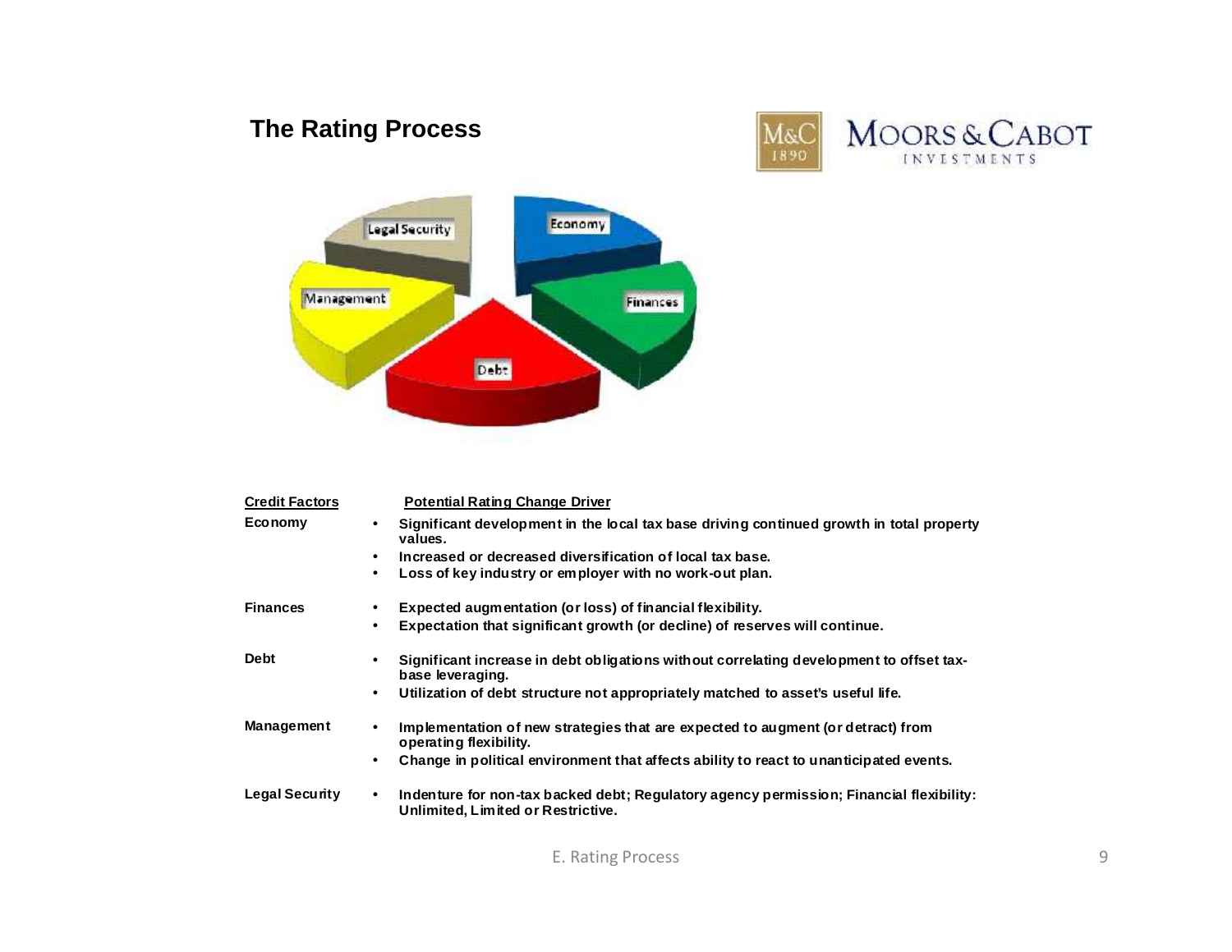## The Rating Process

| Credit Factors | Potential Rating Change Driver |
|---|---|
| **Economy** | • Significant development in the local tax base driving continued growth in total property values.<br>• Increased or decreased diversification of local tax base.<br>• Loss of key industry or employer with no work-out plan. |
| **Finances** | • Expected augmentation (or loss) of financial flexibility.<br>• Expectation that significant growth (or decline) of reserves will continue. |
| **Debt** | • Significant increase in debt obligations without correlating development to offset tax-base leveraging.<br>• Utilization of debt structure not appropriately matched to asset's useful life. |
| **Management** | • Implementation of new strategies that are expected to augment (or detract) from operating flexibility.<br>• Change in political environment that affects ability to react to unanticipated events. |
| **Legal Security** | • Indenture for non-tax backed debt; Regulatory agency permission; Financial flexibility: Unlimited, Limited or Restrictive. |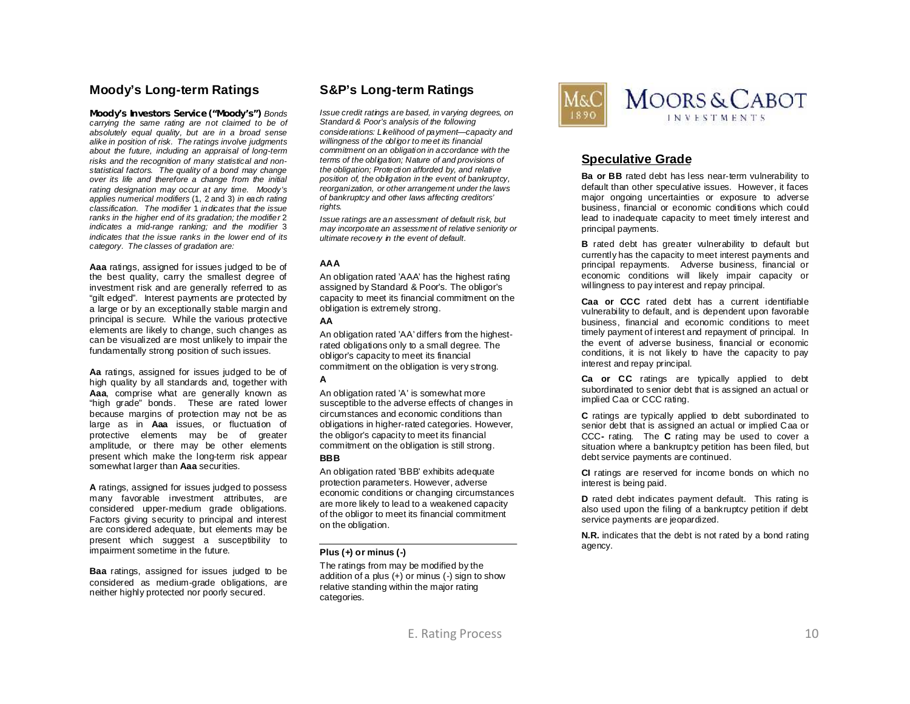## Moody's Long-term Ratings

**Moody's Investors Service ("Moody's")** *Bonds carrying the same rating are not claimed to be of absolutely equal quality, but are in a broad sense alike in position of risk. The ratings involve judgments about the future, including an appraisal of long-term risks and the recognition of many statistical and non-statistical factors. The quality of a bond may change over its life and therefore a change from the initial rating designation may occur at any time. Moody's applies numerical modifiers* (1, 2 and 3) *in each rating classification. The modifier* 1 *indicates that the issue ranks in the higher end of its gradation; the modifier* 2 *indicates a mid-range ranking; and the modifier* 3 *indicates that the issue ranks in the lower end of its category. The classes of gradation are:*

**Aaa** ratings, assigned for issues judged to be of the best quality, carry the smallest degree of investment risk and are generally referred to as "gilt edged". Interest payments are protected by a large or by an exceptionally stable margin and principal is secure. While the various protective elements are likely to change, such changes as can be visualized are most unlikely to impair the fundamentally strong position of such issues.

**Aa** ratings, assigned for issues judged to be of high quality by all standards and, together with **Aaa**, comprise what are generally known as "high grade" bonds. These are rated lower because margins of protection may not be as large as in **Aaa** issues, or fluctuation of protective elements may be of greater amplitude, or there may be other elements present which make the long-term risk appear somewhat larger than **Aaa** securities.

**A** ratings, assigned for issues judged to possess many favorable investment attributes, are considered upper-medium grade obligations. Factors giving security to principal and interest are considered adequate, but elements may be present which suggest a susceptibility to impairment sometime in the future.

**Baa** ratings, assigned for issues judged to be considered as medium-grade obligations, are neither highly protected nor poorly secured.

## S&P's Long-term Ratings

*Issue credit ratings are based, in varying degrees, on Standard & Poor's analysis of the following considerations: Likelihood of payment—capacity and willingness of the obligor to meet its financial commitment on an obligation in accordance with the terms of the obligation; Nature of and provisions of the obligation; Protection afforded by, and relative position of, the obligation in the event of bankruptcy, reorganization, or other arrangement under the laws of bankruptcy and other laws affecting creditors' rights.*

*Issue ratings are an assessment of default risk, but may incorporate an assessment of relative seniority or ultimate recovery in the event of default.*

**AAA**

An obligation rated 'AAA' has the highest rating assigned by Standard & Poor's. The obligor's capacity to meet its financial commitment on the obligation is extremely strong.

**AA**

An obligation rated 'AA' differs from the highest-rated obligations only to a small degree. The obligor's capacity to meet its financial commitment on the obligation is very strong.

**A**

An obligation rated 'A' is somewhat more susceptible to the adverse effects of changes in circumstances and economic conditions than obligations in higher-rated categories. However, the obligor's capacity to meet its financial commitment on the obligation is still strong.

**BBB**

An obligation rated 'BBB' exhibits adequate protection parameters. However, adverse economic conditions or changing circumstances are more likely to lead to a weakened capacity of the obligor to meet its financial commitment on the obligation.

---

**Plus (+) or minus (-)**

The ratings from may be modified by the addition of a plus (+) or minus (-) sign to show relative standing within the major rating categories.

M&C 1890 MOORS & CABOT INVESTMENTS

## Speculative Grade

**Ba or BB** rated debt has less near-term vulnerability to default than other speculative issues. However, it faces major ongoing uncertainties or exposure to adverse business, financial or economic conditions which could lead to inadequate capacity to meet timely interest and principal payments.

**B** rated debt has greater vulnerability to default but currently has the capacity to meet interest payments and principal repayments. Adverse business, financial or economic conditions will likely impair capacity or willingness to pay interest and repay principal.

**Caa or CCC** rated debt has a current identifiable vulnerability to default, and is dependent upon favorable business, financial and economic conditions to meet timely payment of interest and repayment of principal. In the event of adverse business, financial or economic conditions, it is not likely to have the capacity to pay interest and repay principal.

**Ca or CC** ratings are typically applied to debt subordinated to senior debt that is assigned an actual or implied Caa or CCC rating.

**C** ratings are typically applied to debt subordinated to senior debt that is assigned an actual or implied Caa or CCC- rating. The **C** rating may be used to cover a situation where a bankruptcy petition has been filed, but debt service payments are continued.

**CI** ratings are reserved for income bonds on which no interest is being paid.

**D** rated debt indicates payment default. This rating is also used upon the filing of a bankruptcy petition if debt service payments are jeopardized.

**N.R.** indicates that the debt is not rated by a bond rating agency.

E. Rating Process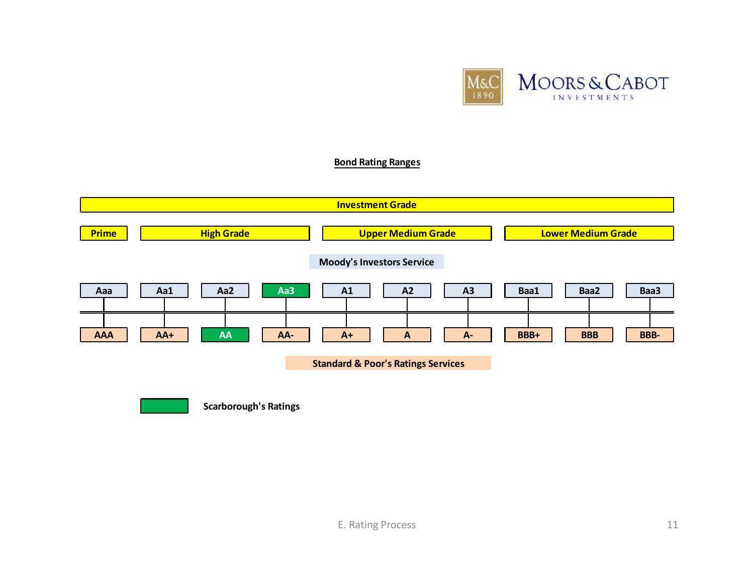## Bond Rating Ranges

| Investment Grade | | | | | | | | | |
|---|---|---|---|---|---|---|---|---|---|
| Prime | High Grade | | | Upper Medium Grade | | | Lower Medium Grade | | |
| **Moody's Investors Service** | | | | | | | | | |
| Aaa | Aa1 | Aa2 | **Aa3** | A1 | A2 | A3 | Baa1 | Baa2 | Baa3 |
| AAA | AA+ | **AA** | AA- | A+ | A | A- | BBB+ | BBB | BBB- |
| **Standard & Poor's Ratings Services** | | | | | | | | | |

Scarborough's Ratings: Aa3 (Moody's), AA (Standard & Poor's)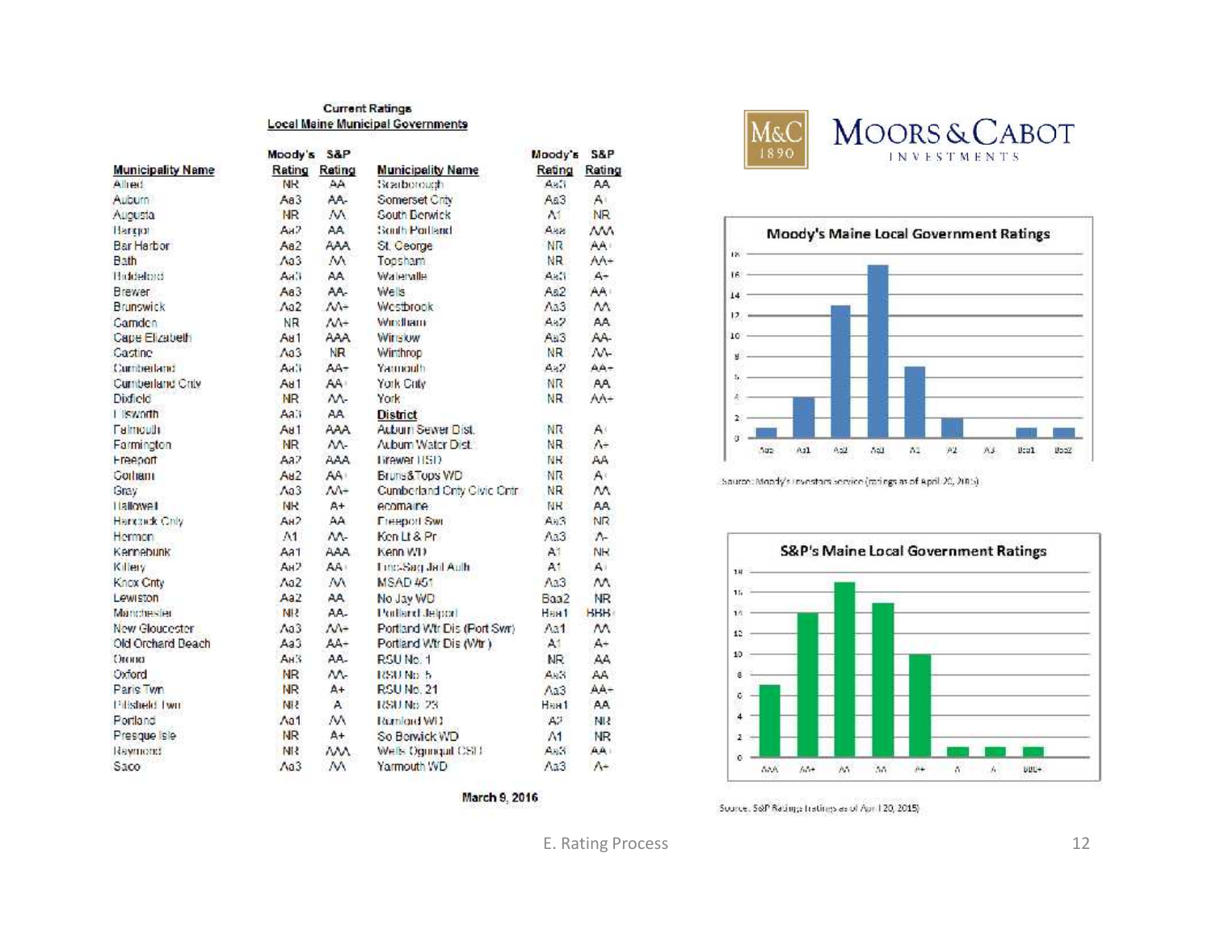**Current Ratings**

**Local Maine Municipal Governments**

| Municipality Name | Moody's Rating | S&P Rating | Municipality Name | Moody's Rating | S&P Rating |
|---|---|---|---|---|---|
| Alfred | NR | AA | Scarborough | Aa3 | AA |
| Auburn | Aa3 | AA- | Somerset Cnty | Aa3 | A+ |
| Augusta | NR | AA | South Berwick | A1 | NR |
| Bangor | Aa2 | AA | South Portland | Aaa | AAA |
| Bar Harbor | Aa2 | AAA | St. George | NR | AA+ |
| Bath | Aa3 | AA | Topsham | NR | AA+ |
| Biddeford | Aa3 | AA | Waterville | Aa3 | A+ |
| Brewer | Aa3 | AA- | Wells | Aa2 | AA+ |
| Brunswick | Aa2 | AA+ | Westbrook | Aa3 | AA |
| Camden | NR | AA+ | Windham | Aa2 | AA |
| Cape Elizabeth | Aa1 | AAA | Winslow | Aa3 | AA- |
| Castine | Aa3 | NR | Winthrop | NR | AA- |
| Cumberland | Aa3 | AA+ | Yarmouth | Aa2 | AA+ |
| Cumberland Cnty | Aa1 | AA+ | York Cnty | NR | AA |
| Dixfield | NR | AA- | York | NR | AA+ |
| Ellsworth | Aa3 | AA | **District** | | |
| Falmouth | Aa1 | AAA | Auburn Sewer Dist. | NR | A+ |
| Farmington | NR | AA- | Auburn Water Dist. | NR | A+ |
| Freeport | Aa2 | AAA | Brewer HSD | NR | AA |
| Gorham | Aa2 | AA+ | Bruns&Tops WD | NR | A+ |
| Gray | Aa3 | AA+ | Cumberland Cnty Civic Cntr | NR | AA |
| Hallowell | NR | A+ | ecomaine | NR | AA |
| Hancock Cnty | Aa2 | AA | Freeport Swr | Aa3 | NR |
| Hermon | A1 | AA- | Ken Lt & Pr | Aa3 | A- |
| Kennebunk | Aa1 | AAA | Kenn WD | A1 | NR |
| Kittery | Aa2 | AA+ | Linc-Sag Jail Auth | A1 | A+ |
| Knox Cnty | Aa2 | AA | MSAD 451 | Aa3 | AA |
| Lewiston | Aa2 | AA | No Jay WD | Baa2 | NR |
| Manchester | NR | AA- | Portland Jetport | Baa1 | BBB+ |
| New Gloucester | Aa3 | AA+ | Portland Wtr Dis (Port Swr) | Aa1 | AA |
| Old Orchard Beach | Aa3 | AA+ | Portland Wtr Dis (Wtr) | A1 | A+ |
| Orono | Aa3 | AA- | RSU No. 1 | NR | AA |
| Oxford | NR | AA- | RSU No. 5 | Aa3 | AA |
| Paris Twn | NR | A+ | RSU No. 21 | Aa3 | AA+ |
| Pittsfield Twn | NR | A | RSU No. 23 | Baa1 | AA |
| Portland | Aa1 | AA | Rumford WD | A2 | NR |
| Presque Isle | NR | A+ | So Berwick WD | A1 | NR |
| Raymond | NR | AAA | Wells Ogunquit CSD | Aa3 | AA+ |
| Saco | Aa3 | AA | Yarmouth WD | Aa3 | A+ |

March 9, 2016

**Moors & Cabot Investments**

**Moody's Maine Local Government Ratings**

| Rating | Count (approx.) |
|---|---|
| Aaa | 1 |
| Aa1 | 4 |
| Aa2 | 13 |
| Aa3 | 17 |
| A1 | 7 |
| A2 | 2 |
| A3 | 0 |
| Baa1 | 1 |
| Baa2 | 1 |

Source: Moody's Investors Service (ratings as of April 20, 2015)

**S&P's Maine Local Government Ratings**

| Rating | Count (approx.) |
|---|---|
| AAA | 7 |
| AA+ | 14 |
| AA | 17 |
| AA- | 15 |
| A+ | 10 |
| A | 1 |
| A- | 1 |
| BBB+ | 1 |

Source: S&P Ratings (ratings as of Apr 20, 2015)

E. Rating Process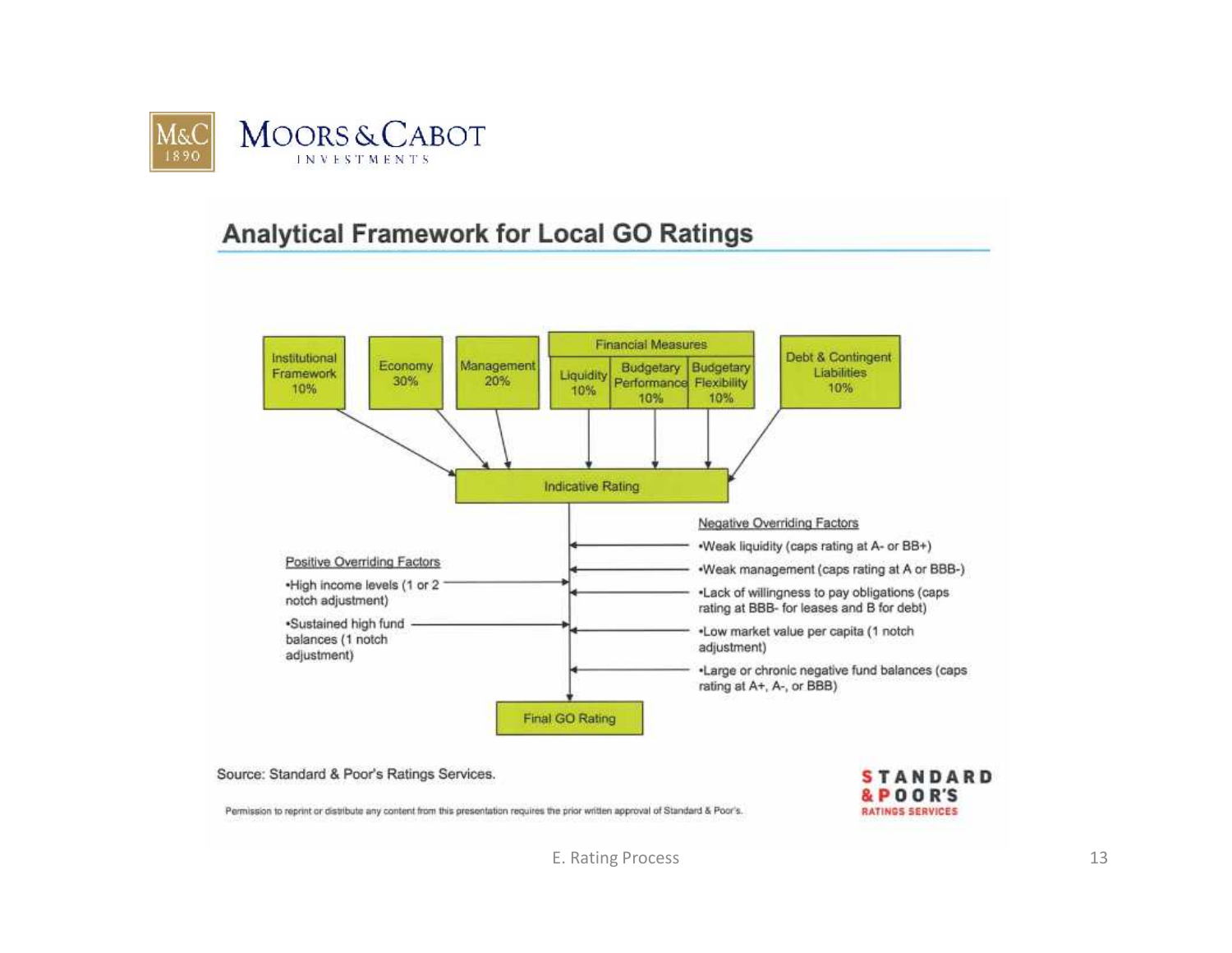# Analytical Framework for Local GO Ratings

**Inputs to Indicative Rating:**

- Institutional Framework 10%
- Economy 30%
- Management 20%
- Financial Measures
  - Liquidity 10%
  - Budgetary Performance 10%
  - Budgetary Flexibility 10%
- Debt & Contingent Liabilities 10%

**Indicative Rating**

Positive Overriding Factors

- •High income levels (1 or 2 notch adjustment)
- •Sustained high fund balances (1 notch adjustment)

Negative Overriding Factors

- •Weak liquidity (caps rating at A- or BB+)
- •Weak management (caps rating at A or BBB-)
- •Lack of willingness to pay obligations (caps rating at BBB- for leases and B for debt)
- •Low market value per capita (1 notch adjustment)
- •Large or chronic negative fund balances (caps rating at A+, A-, or BBB)

**Final GO Rating**

Source: Standard & Poor's Ratings Services.

Permission to reprint or distribute any content from this presentation requires the prior written approval of Standard & Poor's.

E. Rating Process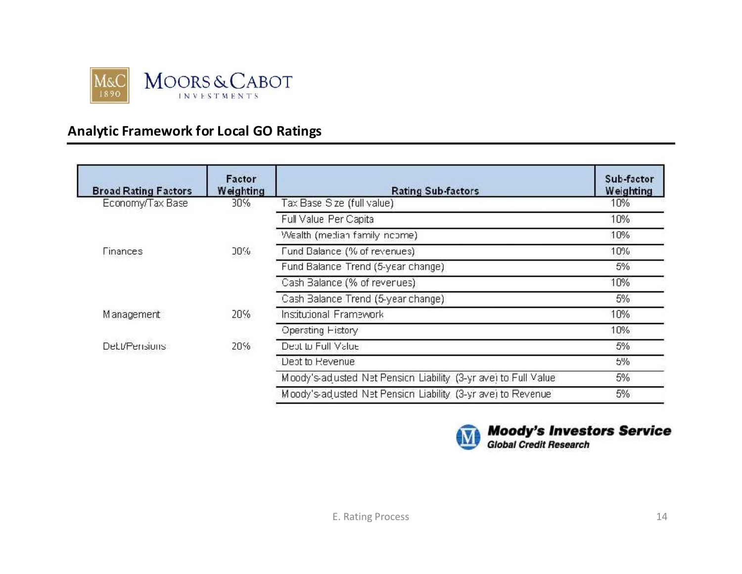## Analytic Framework for Local GO Ratings

| Broad Rating Factors | Factor Weighting | Rating Sub-factors | Sub-factor Weighting |
|---|---|---|---|
| Economy/Tax Base | 30% | Tax Base Size (full value) | 10% |
| | | Full Value Per Capita | 10% |
| | | Wealth (median family income) | 10% |
| Finances | 30% | Fund Balance (% of revenues) | 10% |
| | | Fund Balance Trend (5-year change) | 5% |
| | | Cash Balance (% of revenues) | 10% |
| | | Cash Balance Trend (5-year change) | 5% |
| Management | 20% | Institutional Framework | 10% |
| | | Operating History | 10% |
| Debt/Pensions | 20% | Debt to Full Value | 5% |
| | | Debt to Revenue | 5% |
| | | Moody's-adjusted Net Pension Liability (3-yr ave) to Full Value | 5% |
| | | Moody's-adjusted Net Pension Liability (3-yr ave) to Revenue | 5% |

Moody's Investors Service
Global Credit Research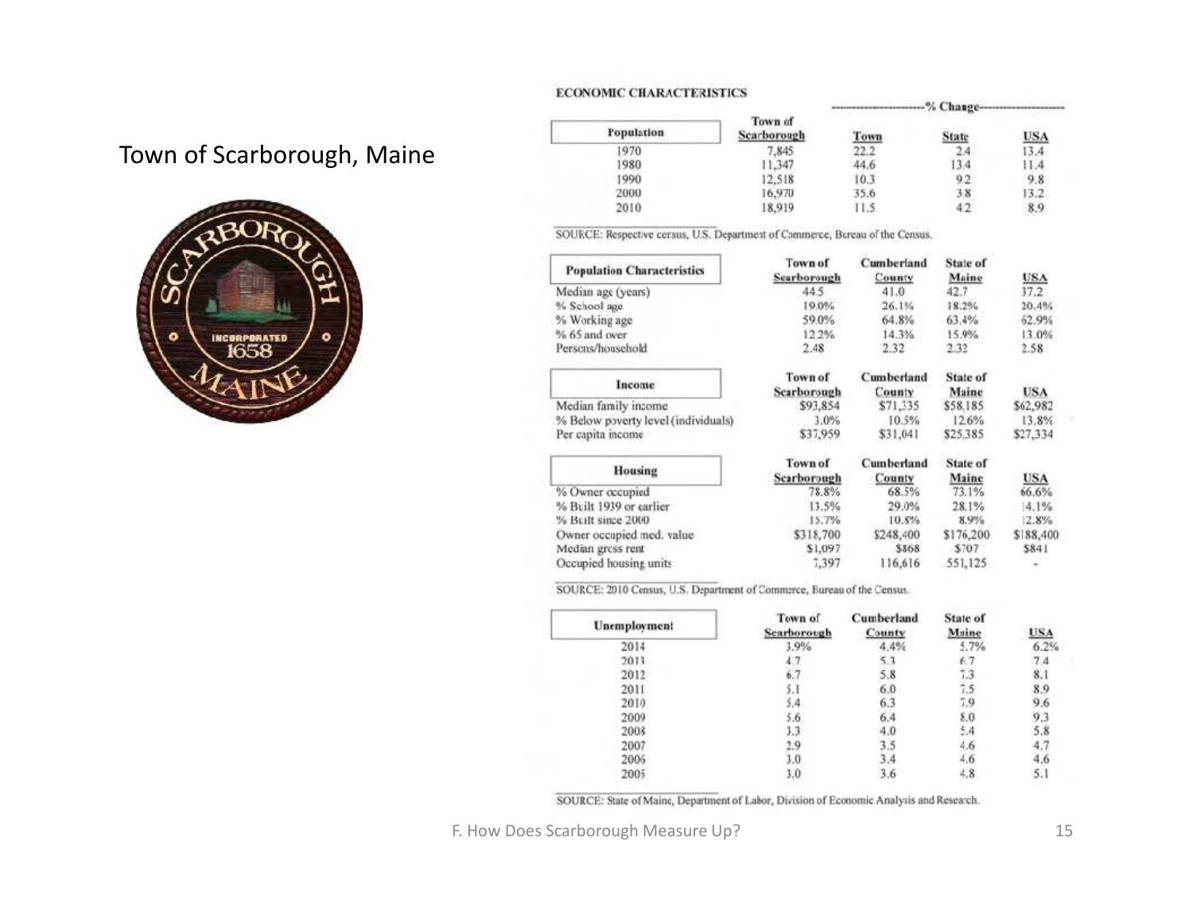Town of Scarborough, Maine

ECONOMIC CHARACTERISTICS

| Population | Town of Scarborough | % Change Town | % Change State | % Change USA |
|---|---|---|---|---|
| 1970 | 7,845 | 22.2 | 2.4 | 13.4 |
| 1980 | 11,347 | 44.6 | 13.4 | 11.4 |
| 1990 | 12,518 | 10.3 | 9.2 | 9.8 |
| 2000 | 16,970 | 35.6 | 3.8 | 13.2 |
| 2010 | 18,919 | 11.5 | 4.2 | 8.9 |

SOURCE: Respective census, U.S. Department of Commerce, Bureau of the Census.

| Population Characteristics | Town of Scarborough | Cumberland County | State of Maine | USA |
|---|---|---|---|---|
| Median age (years) | 44.5 | 41.0 | 42.7 | 37.2 |
| % School age | 19.0% | 26.1% | 18.2% | 20.4% |
| % Working age | 59.0% | 64.8% | 63.4% | 62.9% |
| % 65 and over | 12.2% | 14.3% | 15.9% | 13.0% |
| Persons/household | 2.48 | 2.32 | 2.32 | 2.58 |

| Income | Town of Scarborough | Cumberland County | State of Maine | USA |
|---|---|---|---|---|
| Median family income | $93,854 | $71,335 | $58,185 | $62,982 |
| % Below poverty level (individuals) | 3.0% | 10.5% | 12.6% | 13.8% |
| Per capita income | $37,959 | $31,041 | $25,385 | $27,334 |

| Housing | Town of Scarborough | Cumberland County | State of Maine | USA |
|---|---|---|---|---|
| % Owner occupied | 78.8% | 68.5% | 73.1% | 66.6% |
| % Built 1939 or earlier | 13.5% | 29.0% | 28.1% | 14.1% |
| % Built since 2000 | 15.7% | 10.8% | 8.9% | 12.8% |
| Owner occupied med. value | $318,700 | $248,400 | $176,200 | $188,400 |
| Median gross rent | $1,097 | $868 | $707 | $841 |
| Occupied housing units | 7,397 | 116,616 | 551,125 | - |

SOURCE: 2010 Census, U.S. Department of Commerce, Bureau of the Census.

| Unemployment | Town of Scarborough | Cumberland County | State of Maine | USA |
|---|---|---|---|---|
| 2014 | 3.9% | 4.4% | 5.7% | 6.2% |
| 2013 | 4.7 | 5.3 | 6.7 | 7.4 |
| 2012 | 6.7 | 5.8 | 7.3 | 8.1 |
| 2011 | 5.1 | 6.0 | 7.5 | 8.9 |
| 2010 | 5.4 | 6.3 | 7.9 | 9.6 |
| 2009 | 5.6 | 6.4 | 8.0 | 9.3 |
| 2008 | 3.3 | 4.0 | 5.4 | 5.8 |
| 2007 | 2.9 | 3.5 | 4.6 | 4.7 |
| 2006 | 3.0 | 3.4 | 4.6 | 4.6 |
| 2005 | 3.0 | 3.6 | 4.8 | 5.1 |

SOURCE: State of Maine, Department of Labor, Division of Economic Analysis and Research.

F. How Does Scarborough Measure Up?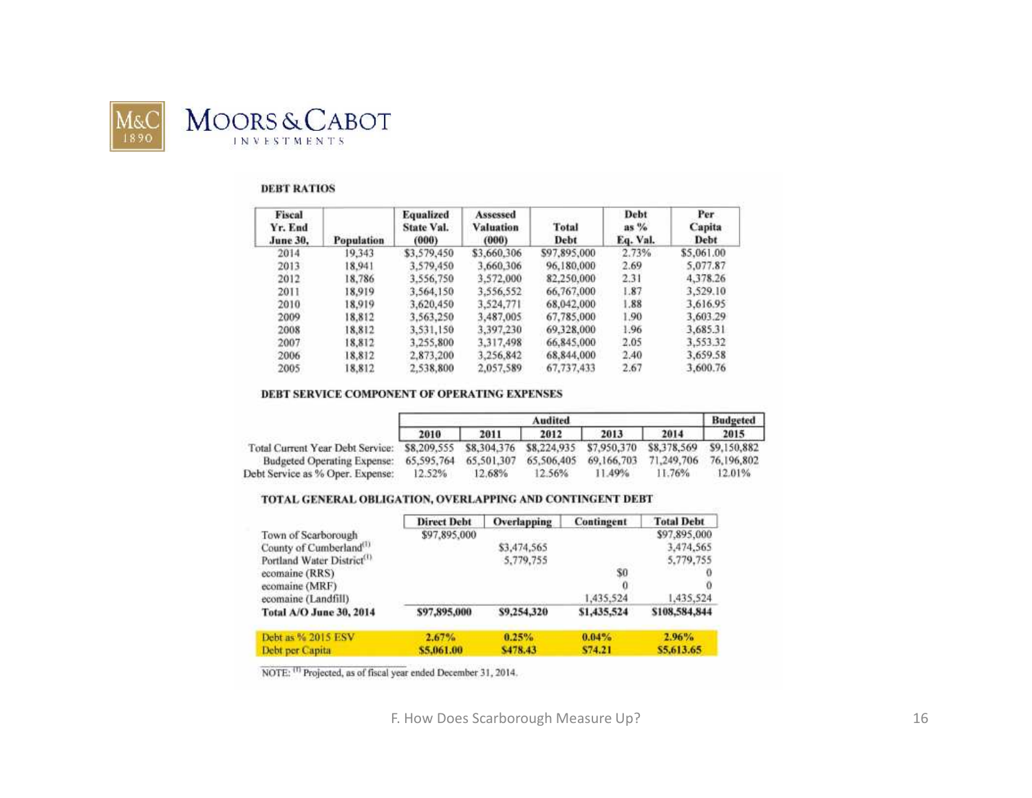## DEBT RATIOS

| Fiscal Yr. End June 30, | Population | Equalized State Val. (000) | Assessed Valuation (000) | Total Debt | Debt as % Eq. Val. | Per Capita Debt |
|---|---|---|---|---|---|---|
| 2014 | 19,343 | $3,579,450 | $3,660,306 | $97,895,000 | 2.73% | $5,061.00 |
| 2013 | 18,941 | 3,579,450 | 3,660,306 | 96,180,000 | 2.69 | 5,077.87 |
| 2012 | 18,786 | 3,556,750 | 3,572,000 | 82,250,000 | 2.31 | 4,378.26 |
| 2011 | 18,919 | 3,564,150 | 3,556,552 | 66,767,000 | 1.87 | 3,529.10 |
| 2010 | 18,919 | 3,620,450 | 3,524,771 | 68,042,000 | 1.88 | 3,616.95 |
| 2009 | 18,812 | 3,563,250 | 3,487,005 | 67,785,000 | 1.90 | 3,603.29 |
| 2008 | 18,812 | 3,531,150 | 3,397,230 | 69,328,000 | 1.96 | 3,685.31 |
| 2007 | 18,812 | 3,255,800 | 3,317,498 | 66,845,000 | 2.05 | 3,553.32 |
| 2006 | 18,812 | 2,873,200 | 3,256,842 | 68,844,000 | 2.40 | 3,659.58 |
| 2005 | 18,812 | 2,538,800 | 2,057,589 | 67,737,433 | 2.67 | 3,600.76 |

## DEBT SERVICE COMPONENT OF OPERATING EXPENSES

| | Audited | | | | | Budgeted |
|---|---|---|---|---|---|---|
| | 2010 | 2011 | 2012 | 2013 | 2014 | 2015 |
| Total Current Year Debt Service: | $8,209,555 | $8,304,376 | $8,224,935 | $7,950,370 | $8,378,569 | $9,150,882 |
| Budgeted Operating Expense: | 65,595,764 | 65,501,307 | 65,506,405 | 69,166,703 | 71,249,706 | 76,196,802 |
| Debt Service as % Oper. Expense: | 12.52% | 12.68% | 12.56% | 11.49% | 11.76% | 12.01% |

## TOTAL GENERAL OBLIGATION, OVERLAPPING AND CONTINGENT DEBT

| | Direct Debt | Overlapping | Contingent | Total Debt |
|---|---|---|---|---|
| Town of Scarborough | $97,895,000 | | | $97,895,000 |
| County of Cumberland[1] | | $3,474,565 | | 3,474,565 |
| Portland Water District[1] | | 5,779,755 | | 5,779,755 |
| ecomaine (RRS) | | | $0 | 0 |
| ecomaine (MRF) | | | 0 | 0 |
| ecomaine (Landfill) | | | 1,435,524 | 1,435,524 |
| **Total A/O June 30, 2014** | **$97,895,000** | **$9,254,320** | **$1,435,524** | **$108,584,844** |
| Debt as % 2015 ESV | **2.67%** | **0.25%** | **0.04%** | **2.96%** |
| Debt per Capita | **$5,061.00** | **$478.43** | **$74.21** | **$5,613.65** |

NOTE: [1] Projected, as of fiscal year ended December 31, 2014.

F. How Does Scarborough Measure Up?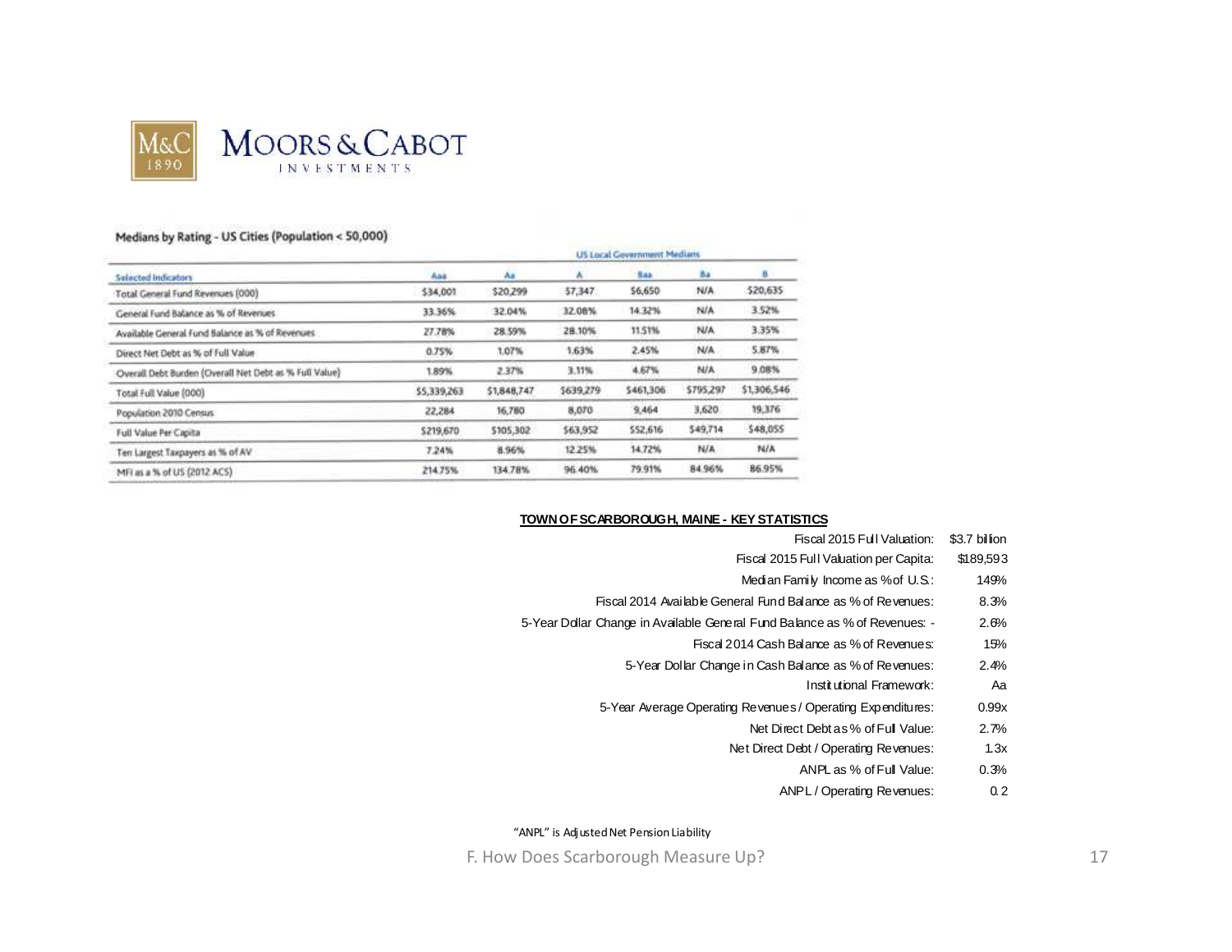Moors & Cabot Investments

## Medians by Rating - US Cities (Population < 50,000)

| | US Local Government Medians | | | | | |
|---|---|---|---|---|---|---|
| Selected Indicators | Aaa | Aa | A | Baa | Ba | B |
| Total General Fund Revenues (000) | $34,001 | $20,299 | $7,347 | $6,650 | N/A | $20,635 |
| General Fund Balance as % of Revenues | 33.36% | 32.04% | 32.08% | 14.32% | N/A | 3.52% |
| Available General Fund Balance as % of Revenues | 27.78% | 28.59% | 28.10% | 11.51% | N/A | 3.35% |
| Direct Net Debt as % of Full Value | 0.75% | 1.07% | 1.63% | 2.45% | N/A | 5.87% |
| Overall Debt Burden (Overall Net Debt as % Full Value) | 1.89% | 2.37% | 3.11% | 4.67% | N/A | 9.08% |
| Total Full Value (000) | $5,339,263 | $1,848,747 | $639,279 | $461,306 | $795,297 | $1,306,546 |
| Population 2010 Census | 22,284 | 16,780 | 8,070 | 9,464 | 3,620 | 19,376 |
| Full Value Per Capita | $219,670 | $105,302 | $63,952 | $52,616 | $49,714 | $48,055 |
| Ten Largest Taxpayers as % of AV | 7.24% | 8.96% | 12.25% | 14.72% | N/A | N/A |
| MFI as a % of US (2012 ACS) | 214.75% | 134.78% | 96.40% | 79.91% | 84.96% | 86.95% |

**TOWN OF SCARBOROUGH, MAINE - KEY STATISTICS**

| | |
|---|---|
| Fiscal 2015 Full Valuation: | $3.7 billion |
| Fiscal 2015 Full Valuation per Capita: | $189,593 |
| Median Family Income as % of U.S.: | 149% |
| Fiscal 2014 Available General Fund Balance as % of Revenues: | 8.3% |
| 5-Year Dollar Change in Available General Fund Balance as % of Revenues: | -2.6% |
| Fiscal 2014 Cash Balance as % of Revenues: | 15% |
| 5-Year Dollar Change in Cash Balance as % of Revenues: | 2.4% |
| Institutional Framework: | Aa |
| 5-Year Average Operating Revenues / Operating Expenditures: | 0.99x |
| Net Direct Debt as % of Full Value: | 2.7% |
| Net Direct Debt / Operating Revenues: | 1.3x |
| ANPL as % of Full Value: | 0.3% |
| ANPL / Operating Revenues: | 0.2 |

"ANPL" is Adjusted Net Pension Liability

F. How Does Scarborough Measure Up?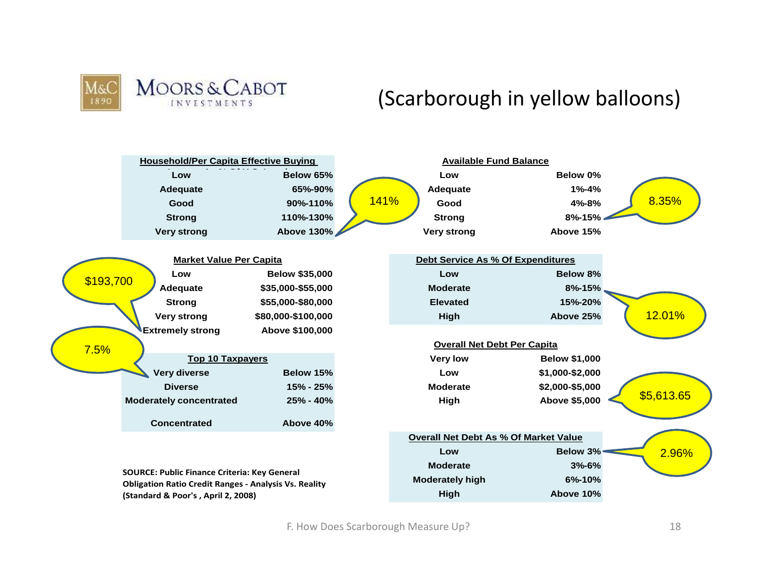Moors & Cabot Investments (M&C 1890)

## (Scarborough in yellow balloons)

**Household/Per Capita Effective Buying**

| | |
|---|---|
| Low | Below 65% |
| Adequate | 65%-90% |
| Good | 90%-110% |
| Strong | 110%-130% |
| Very strong | Above 130% |

Scarborough: 141%

**Available Fund Balance**

| | |
|---|---|
| Low | Below 0% |
| Adequate | 1%-4% |
| Good | 4%-8% |
| Strong | 8%-15% |
| Very strong | Above 15% |

Scarborough: 8.35%

**Market Value Per Capita**

| | |
|---|---|
| Low | Below $35,000 |
| Adequate | $35,000-$55,000 |
| Strong | $55,000-$80,000 |
| Very strong | $80,000-$100,000 |
| Extremely strong | Above $100,000 |

Scarborough: $193,700

**Debt Service As % Of Expenditures**

| | |
|---|---|
| Low | Below 8% |
| Moderate | 8%-15% |
| Elevated | 15%-20% |
| High | Above 25% |

Scarborough: 12.01%

**Top 10 Taxpayers**

| | |
|---|---|
| Very diverse | Below 15% |
| Diverse | 15% - 25% |
| Moderately concentrated | 25% - 40% |
| Concentrated | Above 40% |

Scarborough: 7.5%

**Overall Net Debt Per Capita**

| | |
|---|---|
| Very low | Below $1,000 |
| Low | $1,000-$2,000 |
| Moderate | $2,000-$5,000 |
| High | Above $5,000 |

Scarborough: $5,613.65

**Overall Net Debt As % Of Market Value**

| | |
|---|---|
| Low | Below 3% |
| Moderate | 3%-6% |
| Moderately high | 6%-10% |
| High | Above 10% |

Scarborough: 2.96%

SOURCE: Public Finance Criteria: Key General Obligation Ratio Credit Ranges - Analysis Vs. Reality (Standard & Poor's , April 2, 2008)

F. How Does Scarborough Measure Up?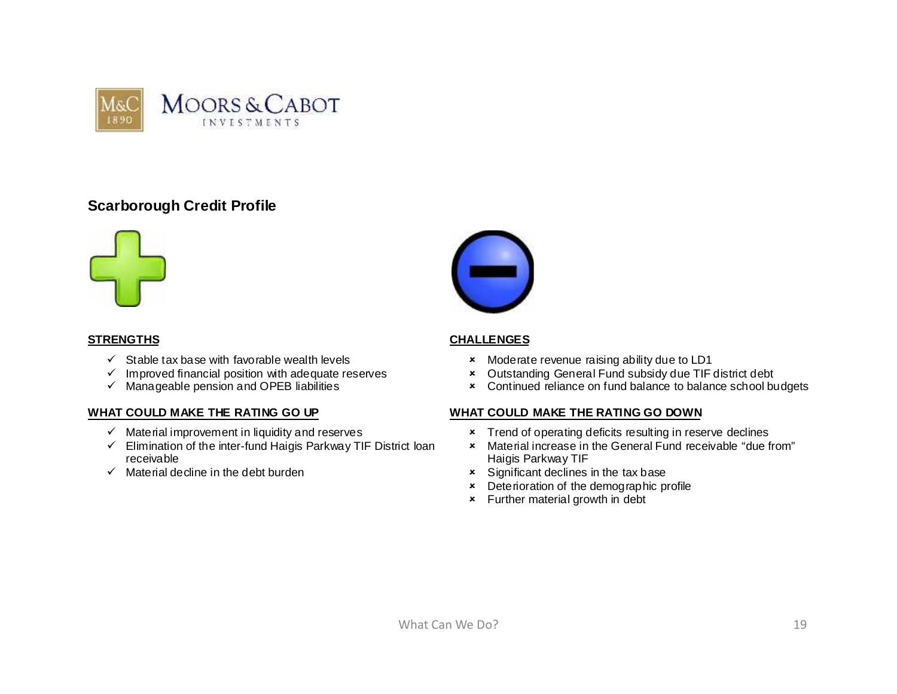Moors & Cabot Investments

## Scarborough Credit Profile

### STRENGTHS

- ✓ Stable tax base with favorable wealth levels
- ✓ Improved financial position with adequate reserves
- ✓ Manageable pension and OPEB liabilities

### WHAT COULD MAKE THE RATING GO UP

- ✓ Material improvement in liquidity and reserves
- ✓ Elimination of the inter-fund Haigis Parkway TIF District loan receivable
- ✓ Material decline in the debt burden

### CHALLENGES

- × Moderate revenue raising ability due to LD1
- × Outstanding General Fund subsidy due TIF district debt
- × Continued reliance on fund balance to balance school budgets

### WHAT COULD MAKE THE RATING GO DOWN

- × Trend of operating deficits resulting in reserve declines
- × Material increase in the General Fund receivable "due from" Haigis Parkway TIF
- × Significant declines in the tax base
- × Deterioration of the demographic profile
- × Further material growth in debt